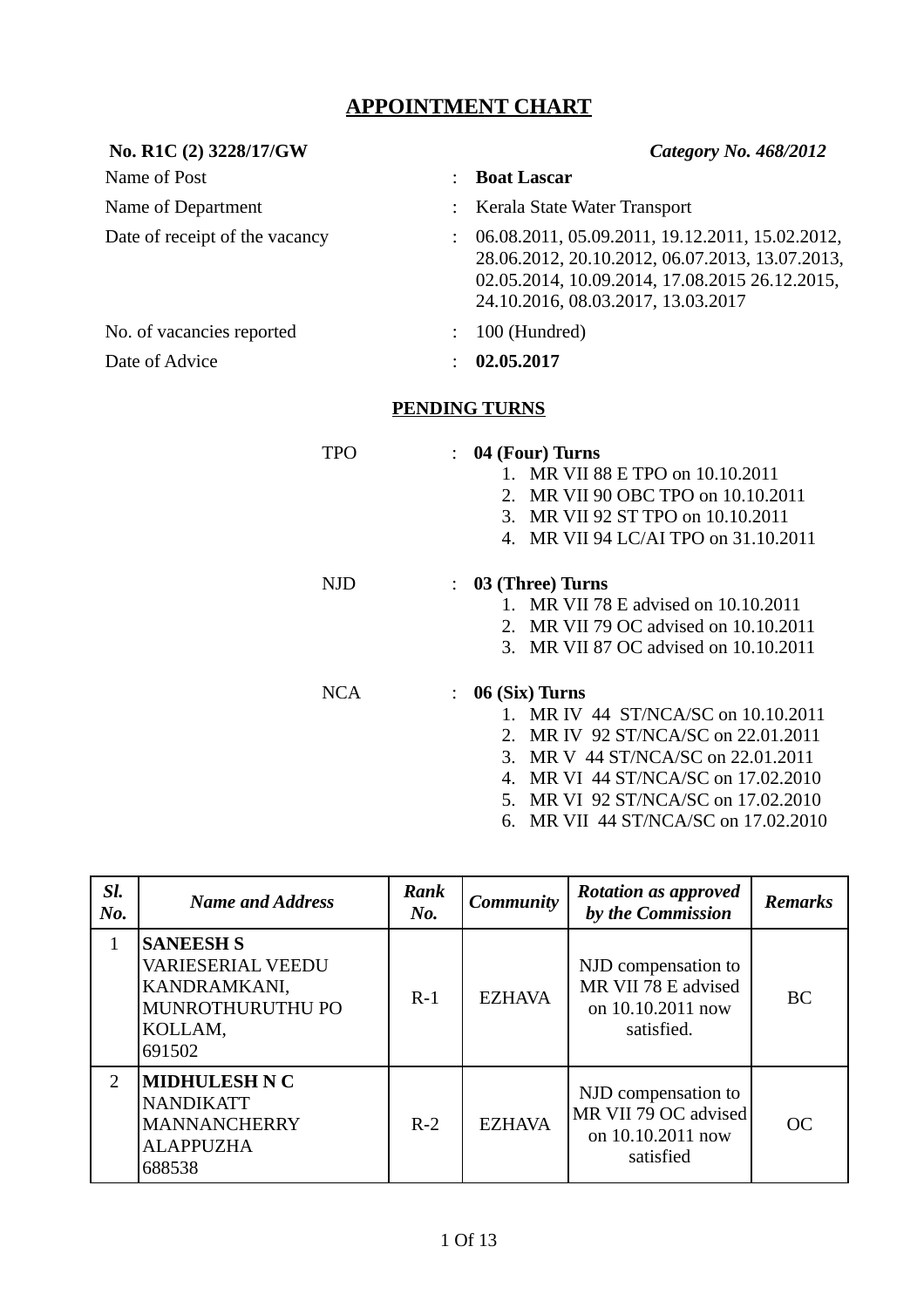# APPOINTMENT CHART

**No. R1C (2) 3228/17/GW** *Category No. 468/2012*

| | | |
|---|---|---|
| Name of Post | : | **Boat Lascar** |
| Name of Department | : | Kerala State Water Transport |
| Date of receipt of the vacancy | : | 06.08.2011, 05.09.2011, 19.12.2011, 15.02.2012, 28.06.2012, 20.10.2012, 06.07.2013, 13.07.2013, 02.05.2014, 10.09.2014, 17.08.2015 26.12.2015, 24.10.2016, 08.03.2017, 13.03.2017 |
| No. of vacancies reported | : | 100 (Hundred) |
| Date of Advice | : | **02.05.2017** |

## PENDING TURNS

TPO : **04 (Four) Turns**

1. MR VII 88 E TPO on 10.10.2011
2. MR VII 90 OBC TPO on 10.10.2011
3. MR VII 92 ST TPO on 10.10.2011
4. MR VII 94 LC/AI TPO on 31.10.2011

NJD : **03 (Three) Turns**

1. MR VII 78 E advised on 10.10.2011
2. MR VII 79 OC advised on 10.10.2011
3. MR VII 87 OC advised on 10.10.2011

NCA : **06 (Six) Turns**

1. MR IV 44 ST/NCA/SC on 10.10.2011
2. MR IV 92 ST/NCA/SC on 22.01.2011
3. MR V 44 ST/NCA/SC on 22.01.2011
4. MR VI 44 ST/NCA/SC on 17.02.2010
5. MR VI 92 ST/NCA/SC on 17.02.2010
6. MR VII 44 ST/NCA/SC on 17.02.2010

| *Sl. No.* | *Name and Address* | *Rank No.* | *Community* | *Rotation as approved by the Commission* | *Remarks* |
|---|---|---|---|---|---|
| 1 | **SANEESH S** VARIESERIAL VEEDU KANDRAMKANI, MUNROTHURUTHU PO KOLLAM, 691502 | R-1 | EZHAVA | NJD compensation to MR VII 78 E advised on 10.10.2011 now satisfied. | BC |
| 2 | **MIDHULESH N C** NANDIKATT MANNANCHERRY ALAPPUZHA 688538 | R-2 | EZHAVA | NJD compensation to MR VII 79 OC advised on 10.10.2011 now satisfied | OC |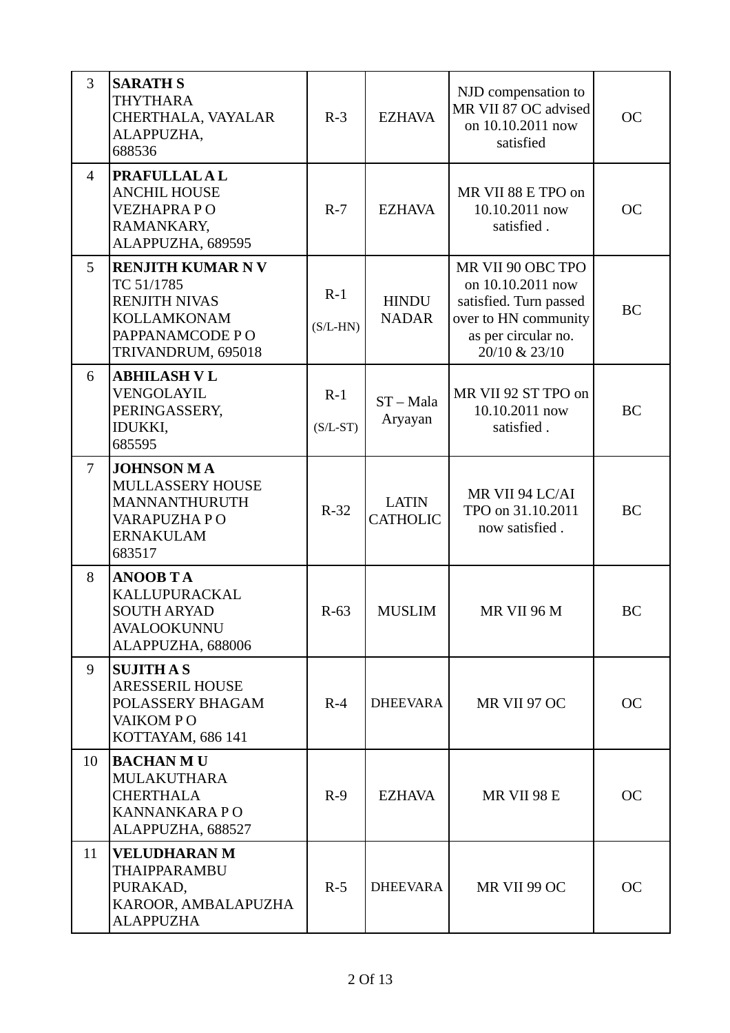| 3 | **SARATH S**<br>THYTHARA<br>CHERTHALA, VAYALAR<br>ALAPPUZHA,<br>688536 | R-3 | EZHAVA | NJD compensation to MR VII 87 OC advised on 10.10.2011 now satisfied | OC |
|---|---|---|---|---|---|
| 4 | **PRAFULLAL A L**<br>ANCHIL HOUSE<br>VEZHAPRA P O<br>RAMANKARY,<br>ALAPPUZHA, 689595 | R-7 | EZHAVA | MR VII 88 E TPO on 10.10.2011 now satisfied . | OC |
| 5 | **RENJITH KUMAR N V**<br>TC 51/1785<br>RENJITH NIVAS<br>KOLLAMKONAM<br>PAPPANAMCODE P O<br>TRIVANDRUM, 695018 | R-1<br>(S/L-HN) | HINDU NADAR | MR VII 90 OBC TPO on 10.10.2011 now satisfied. Turn passed over to HN community as per circular no. 20/10 & 23/10 | BC |
| 6 | **ABHILASH V L**<br>VENGOLAYIL<br>PERINGASSERY,<br>IDUKKI,<br>685595 | R-1<br>(S/L-ST) | ST – Mala Aryayan | MR VII 92 ST TPO on 10.10.2011 now satisfied . | BC |
| 7 | **JOHNSON M A**<br>MULLASSERY HOUSE<br>MANNANTHURUTH<br>VARAPUZHA P O<br>ERNAKULAM<br>683517 | R-32 | LATIN CATHOLIC | MR VII 94 LC/AI TPO on 31.10.2011 now satisfied . | BC |
| 8 | **ANOOB T A**<br>KALLUPURACKAL<br>SOUTH ARYAD<br>AVALOOKUNNU<br>ALAPPUZHA, 688006 | R-63 | MUSLIM | MR VII 96 M | BC |
| 9 | **SUJITH A S**<br>ARESSERIL HOUSE<br>POLASSERY BHAGAM<br>VAIKOM P O<br>KOTTAYAM, 686 141 | R-4 | DHEEVARA | MR VII 97 OC | OC |
| 10 | **BACHAN M U**<br>MULAKUTHARA<br>CHERTHALA<br>KANNANKARA P O<br>ALAPPUZHA, 688527 | R-9 | EZHAVA | MR VII 98 E | OC |
| 11 | **VELUDHARAN M**<br>THAIPPARAMBU<br>PURAKAD,<br>KAROOR, AMBALAPUZHA<br>ALAPPUZHA | R-5 | DHEEVARA | MR VII 99 OC | OC |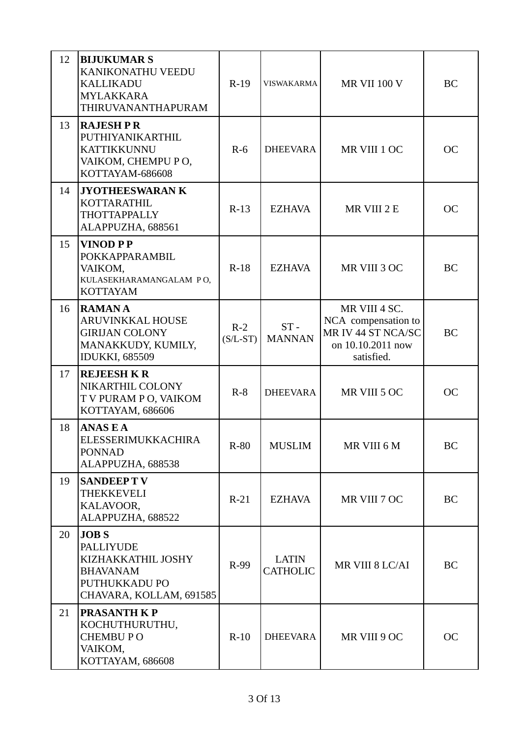| | | | | | |
|---|---|---|---|---|---|
| 12 | **BIJUKUMAR S**<br>KANIKONATHU VEEDU<br>KALLIKADU<br>MYLAKKARA<br>THIRUVANANTHAPURAM | R-19 | VISWAKARMA | MR VII 100 V | BC |
| 13 | **RAJESH P R**<br>PUTHIYANIKARTHIL<br>KATTIKKUNNU<br>VAIKOM, CHEMPU P O,<br>KOTTAYAM-686608 | R-6 | DHEEVARA | MR VIII 1 OC | OC |
| 14 | **JYOTHEESWARAN K**<br>KOTTARATHIL<br>THOTTAPPALLY<br>ALAPPUZHA, 688561 | R-13 | EZHAVA | MR VIII 2 E | OC |
| 15 | **VINOD P P**<br>POKKAPPARAMBIL<br>VAIKOM,<br>KULASEKHARAMANGALAM P O,<br>KOTTAYAM | R-18 | EZHAVA | MR VIII 3 OC | BC |
| 16 | **RAMAN A**<br>ARUVINKKAL HOUSE<br>GIRIJAN COLONY<br>MANAKKUDY, KUMILY,<br>IDUKKI, 685509 | R-2<br>(S/L-ST) | ST - MANNAN | MR VIII 4 SC. NCA compensation to MR IV 44 ST NCA/SC on 10.10.2011 now satisfied. | BC |
| 17 | **REJEESH K R**<br>NIKARTHIL COLONY<br>T V PURAM P O, VAIKOM<br>KOTTAYAM, 686606 | R-8 | DHEEVARA | MR VIII 5 OC | OC |
| 18 | **ANAS E A**<br>ELESSERIMUKKACHIRA<br>PONNAD<br>ALAPPUZHA, 688538 | R-80 | MUSLIM | MR VIII 6 M | BC |
| 19 | **SANDEEP T V**<br>THEKKEVELI<br>KALAVOOR,<br>ALAPPUZHA, 688522 | R-21 | EZHAVA | MR VIII 7 OC | BC |
| 20 | **JOB S**<br>PALLIYUDE<br>KIZHAKKATHIL JOSHY<br>BHAVANAM<br>PUTHUKKADU PO<br>CHAVARA, KOLLAM, 691585 | R-99 | LATIN CATHOLIC | MR VIII 8 LC/AI | BC |
| 21 | **PRASANTH K P**<br>KOCHUTHURUTHU,<br>CHEMBU P O<br>VAIKOM,<br>KOTTAYAM, 686608 | R-10 | DHEEVARA | MR VIII 9 OC | OC |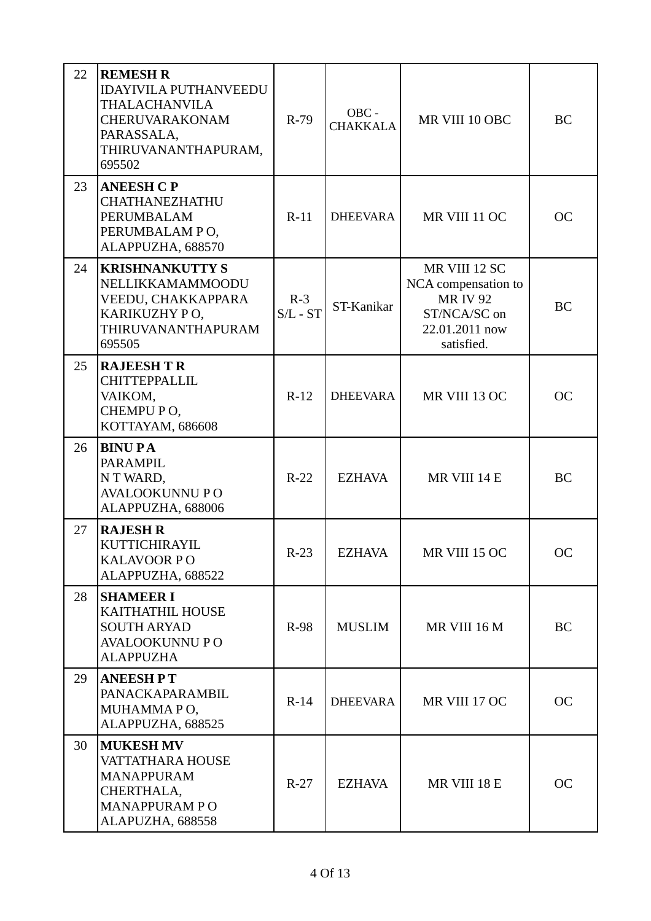| 22 | **REMESH R**<br>IDAYIVILA PUTHANVEEDU<br>THALACHANVILA<br>CHERUVARAKONAM<br>PARASSALA,<br>THIRUVANANTHAPURAM,<br>695502 | R-79 | OBC - CHAKKALA | MR VIII 10 OBC | BC |
|---|---|---|---|---|---|
| 23 | **ANEESH C P**<br>CHATHANEZHATHU<br>PERUMBALAM<br>PERUMBALAM P O,<br>ALAPPUZHA, 688570 | R-11 | DHEEVARA | MR VIII 11 OC | OC |
| 24 | **KRISHNANKUTTY S**<br>NELLIKKAMAMMOODU<br>VEEDU, CHAKKAPPARA<br>KARIKUZHY P O,<br>THIRUVANANTHAPURAM<br>695505 | R-3<br>S/L - ST | ST-Kanikar | MR VIII 12 SC<br>NCA compensation to<br>MR IV 92<br>ST/NCA/SC on<br>22.01.2011 now<br>satisfied. | BC |
| 25 | **RAJEESH T R**<br>CHITTEPPALLIL<br>VAIKOM,<br>CHEMPU P O,<br>KOTTAYAM, 686608 | R-12 | DHEEVARA | MR VIII 13 OC | OC |
| 26 | **BINU P A**<br>PARAMPIL<br>N T WARD,<br>AVALOOKUNNU P O<br>ALAPPUZHA, 688006 | R-22 | EZHAVA | MR VIII 14 E | BC |
| 27 | **RAJESH R**<br>KUTTICHIRAYIL<br>KALAVOOR P O<br>ALAPPUZHA, 688522 | R-23 | EZHAVA | MR VIII 15 OC | OC |
| 28 | **SHAMEER I**<br>KAITHATHIL HOUSE<br>SOUTH ARYAD<br>AVALOOKUNNU P O<br>ALAPPUZHA | R-98 | MUSLIM | MR VIII 16 M | BC |
| 29 | **ANEESH P T**<br>PANACKAPARAMBIL<br>MUHAMMA P O,<br>ALAPPUZHA, 688525 | R-14 | DHEEVARA | MR VIII 17 OC | OC |
| 30 | **MUKESH MV**<br>VATTATHARA HOUSE<br>MANAPPURAM<br>CHERTHALA,<br>MANAPPURAM P O<br>ALAPUZHA, 688558 | R-27 | EZHAVA | MR VIII 18 E | OC |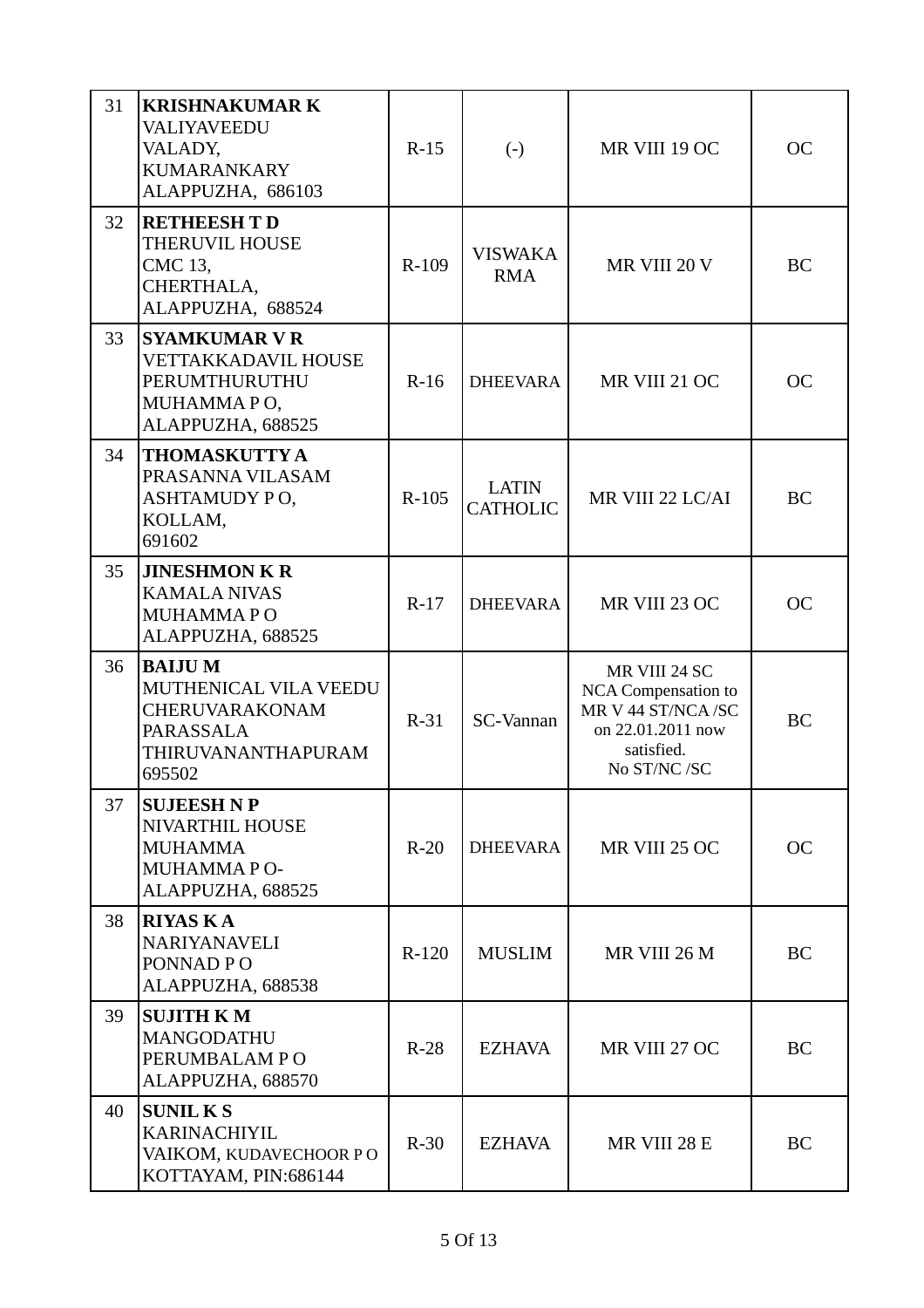| 31 | **KRISHNAKUMAR K**<br>VALIYAVEEDU<br>VALADY,<br>KUMARANKARY<br>ALAPPUZHA, 686103 | R-15 | (-) | MR VIII 19 OC | OC |
|---|---|---|---|---|---|
| 32 | **RETHEESH T D**<br>THERUVIL HOUSE<br>CMC 13,<br>CHERTHALA,<br>ALAPPUZHA, 688524 | R-109 | VISWAKA RMA | MR VIII 20 V | BC |
| 33 | **SYAMKUMAR V R**<br>VETTAKKADAVIL HOUSE<br>PERUMTHURUTHU<br>MUHAMMA P O,<br>ALAPPUZHA, 688525 | R-16 | DHEEVARA | MR VIII 21 OC | OC |
| 34 | **THOMASKUTTY A**<br>PRASANNA VILASAM<br>ASHTAMUDY P O,<br>KOLLAM,<br>691602 | R-105 | LATIN CATHOLIC | MR VIII 22 LC/AI | BC |
| 35 | **JINESHMON K R**<br>KAMALA NIVAS<br>MUHAMMA P O<br>ALAPPUZHA, 688525 | R-17 | DHEEVARA | MR VIII 23 OC | OC |
| 36 | **BAIJU M**<br>MUTHENICAL VILA VEEDU<br>CHERUVARAKONAM<br>PARASSALA<br>THIRUVANANTHAPURAM<br>695502 | R-31 | SC-Vannan | MR VIII 24 SC<br>NCA Compensation to MR V 44 ST/NCA /SC on 22.01.2011 now satisfied.<br>No ST/NC /SC | BC |
| 37 | **SUJEESH N P**<br>NIVARTHIL HOUSE<br>MUHAMMA<br>MUHAMMA P O-<br>ALAPPUZHA, 688525 | R-20 | DHEEVARA | MR VIII 25 OC | OC |
| 38 | **RIYAS K A**<br>NARIYANAVELI<br>PONNAD P O<br>ALAPPUZHA, 688538 | R-120 | MUSLIM | MR VIII 26 M | BC |
| 39 | **SUJITH K M**<br>MANGODATHU<br>PERUMBALAM P O<br>ALAPPUZHA, 688570 | R-28 | EZHAVA | MR VIII 27 OC | BC |
| 40 | **SUNIL K S**<br>KARINACHIYIL<br>VAIKOM, KUDAVECHOOR P O<br>KOTTAYAM, PIN:686144 | R-30 | EZHAVA | MR VIII 28 E | BC |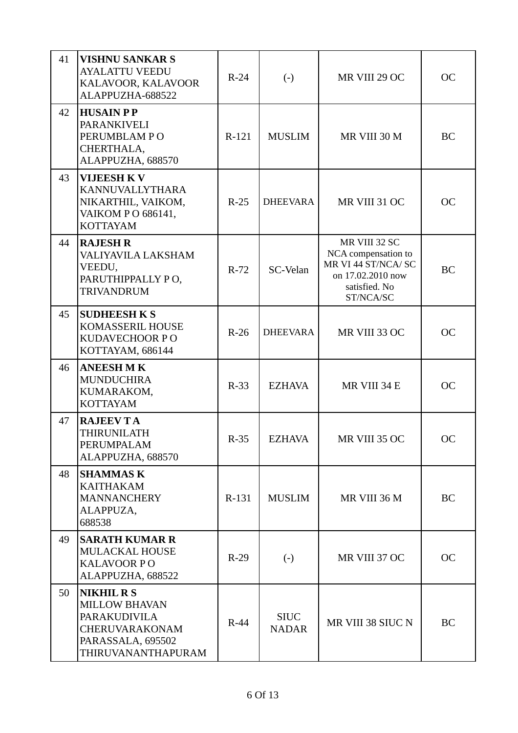| | | | | | |
|---|---|---|---|---|---|
| 41 | **VISHNU SANKAR S** AYALATTU VEEDU KALAVOOR, KALAVOOR ALAPPUZHA-688522 | R-24 | (-) | MR VIII 29 OC | OC |
| 42 | **HUSAIN P P** PARANKIVELI PERUMBLAM P O CHERTHALA, ALAPPUZHA, 688570 | R-121 | MUSLIM | MR VIII 30 M | BC |
| 43 | **VIJEESH K V** KANNUVALLYTHARA NIKARTHIL, VAIKOM, VAIKOM P O 686141, KOTTAYAM | R-25 | DHEEVARA | MR VIII 31 OC | OC |
| 44 | **RAJESH R** VALIYAVILA LAKSHAM VEEDU, PARUTHIPPALLY P O, TRIVANDRUM | R-72 | SC-Velan | MR VIII 32 SC NCA compensation to MR VI 44 ST/NCA/ SC on 17.02.2010 now satisfied. No ST/NCA/SC | BC |
| 45 | **SUDHEESH K S** KOMASSERIL HOUSE KUDAVECHOOR P O KOTTAYAM, 686144 | R-26 | DHEEVARA | MR VIII 33 OC | OC |
| 46 | **ANEESH M K** MUNDUCHIRA KUMARAKOM, KOTTAYAM | R-33 | EZHAVA | MR VIII 34 E | OC |
| 47 | **RAJEEV T A** THIRUNILATH PERUMPALAM ALAPPUZHA, 688570 | R-35 | EZHAVA | MR VIII 35 OC | OC |
| 48 | **SHAMMAS K** KAITHAKAM MANNANCHERY ALAPPUZA, 688538 | R-131 | MUSLIM | MR VIII 36 M | BC |
| 49 | **SARATH KUMAR R** MULACKAL HOUSE KALAVOOR P O ALAPPUZHA, 688522 | R-29 | (-) | MR VIII 37 OC | OC |
| 50 | **NIKHIL R S** MILLOW BHAVAN PARAKUDIVILA CHERUVARAKONAM PARASSALA, 695502 THIRUVANANTHAPURAM | R-44 | SIUC NADAR | MR VIII 38 SIUC N | BC |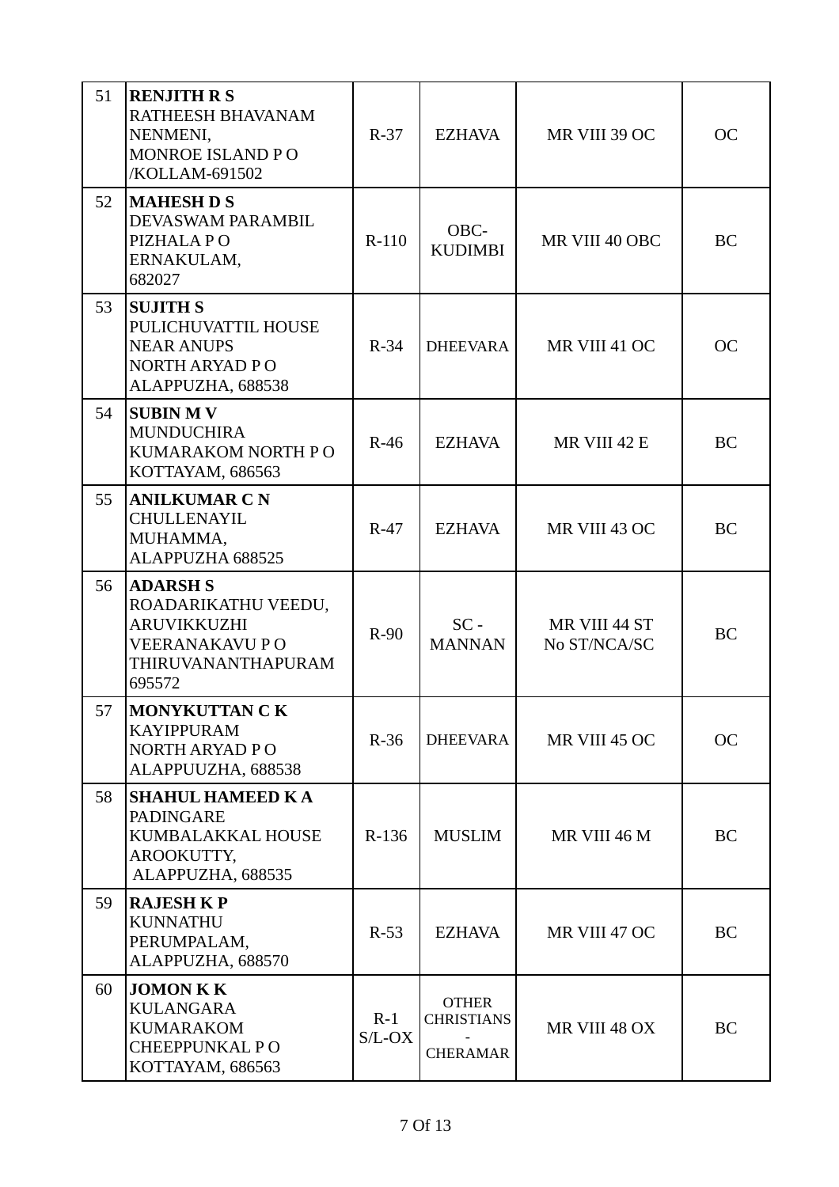| 51 | **RENJITH R S**<br>RATHEESH BHAVANAM<br>NENMENI,<br>MONROE ISLAND P O<br>/KOLLAM-691502 | R-37 | EZHAVA | MR VIII 39 OC | OC |
|---|---|---|---|---|---|
| 52 | **MAHESH D S**<br>DEVASWAM PARAMBIL<br>PIZHALA P O<br>ERNAKULAM,<br>682027 | R-110 | OBC-KUDIMBI | MR VIII 40 OBC | BC |
| 53 | **SUJITH S**<br>PULICHUVATTIL HOUSE<br>NEAR ANUPS<br>NORTH ARYAD P O<br>ALAPPUZHA, 688538 | R-34 | DHEEVARA | MR VIII 41 OC | OC |
| 54 | **SUBIN M V**<br>MUNDUCHIRA<br>KUMARAKOM NORTH P O<br>KOTTAYAM, 686563 | R-46 | EZHAVA | MR VIII 42 E | BC |
| 55 | **ANILKUMAR C N**<br>CHULLENAYIL<br>MUHAMMA,<br>ALAPPUZHA 688525 | R-47 | EZHAVA | MR VIII 43 OC | BC |
| 56 | **ADARSH S**<br>ROADARIKATHU VEEDU,<br>ARUVIKKUZHI<br>VEERANAKAVU P O<br>THIRUVANANTHAPURAM<br>695572 | R-90 | SC - MANNAN | MR VIII 44 ST<br>No ST/NCA/SC | BC |
| 57 | **MONYKUTTAN C K**<br>KAYIPPURAM<br>NORTH ARYAD P O<br>ALAPPUUZHA, 688538 | R-36 | DHEEVARA | MR VIII 45 OC | OC |
| 58 | **SHAHUL HAMEED K A**<br>PADINGARE<br>KUMBALAKKAL HOUSE<br>AROOKUTTY,<br>ALAPPUZHA, 688535 | R-136 | MUSLIM | MR VIII 46 M | BC |
| 59 | **RAJESH K P**<br>KUNNATHU<br>PERUMPALAM,<br>ALAPPUZHA, 688570 | R-53 | EZHAVA | MR VIII 47 OC | BC |
| 60 | **JOMON K K**<br>KULANGARA<br>KUMARAKOM<br>CHEEPPUNKAL P O<br>KOTTAYAM, 686563 | R-1<br>S/L-OX | OTHER CHRISTIANS - CHERAMAR | MR VIII 48 OX | BC |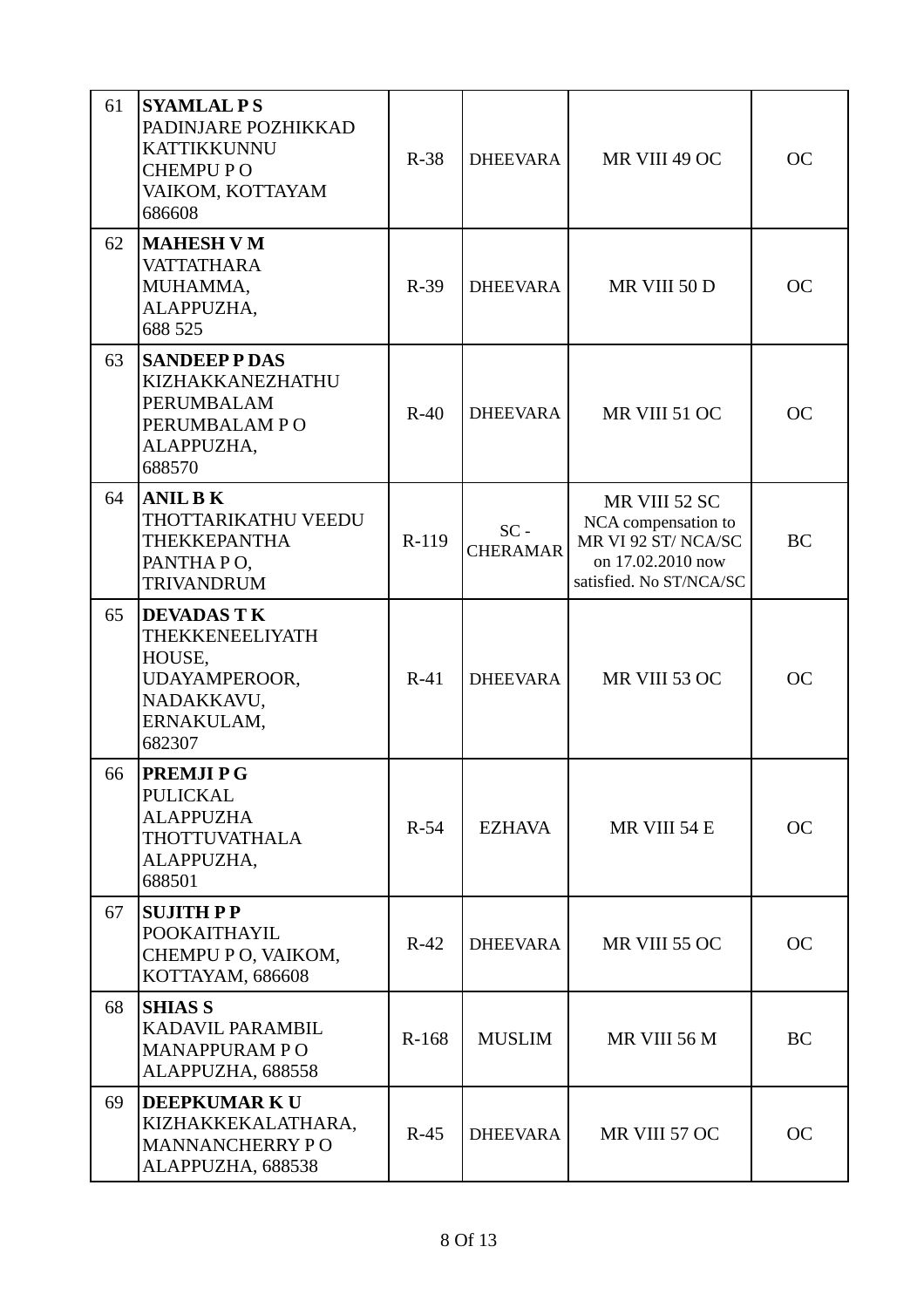| | | | | | |
|---|---|---|---|---|---|
| 61 | **SYAMLAL P S**<br>PADINJARE POZHIKKAD<br>KATTIKKUNNU<br>CHEMPU P O<br>VAIKOM, KOTTAYAM<br>686608 | R-38 | DHEEVARA | MR VIII 49 OC | OC |
| 62 | **MAHESH V M**<br>VATTATHARA<br>MUHAMMA,<br>ALAPPUZHA,<br>688 525 | R-39 | DHEEVARA | MR VIII 50 D | OC |
| 63 | **SANDEEP P DAS**<br>KIZHAKKANEZHATHU<br>PERUMBALAM<br>PERUMBALAM P O<br>ALAPPUZHA,<br>688570 | R-40 | DHEEVARA | MR VIII 51 OC | OC |
| 64 | **ANIL B K**<br>THOTTARIKATHU VEEDU<br>THEKKEPANTHA<br>PANTHA P O,<br>TRIVANDRUM | R-119 | SC - CHERAMAR | MR VIII 52 SC<br>NCA compensation to MR VI 92 ST/ NCA/SC on 17.02.2010 now satisfied. No ST/NCA/SC | BC |
| 65 | **DEVADAS T K**<br>THEKKENEELIYATH<br>HOUSE,<br>UDAYAMPEROOR,<br>NADAKKAVU,<br>ERNAKULAM,<br>682307 | R-41 | DHEEVARA | MR VIII 53 OC | OC |
| 66 | **PREMJI P G**<br>PULICKAL<br>ALAPPUZHA<br>THOTTUVATHALA<br>ALAPPUZHA,<br>688501 | R-54 | EZHAVA | MR VIII 54 E | OC |
| 67 | **SUJITH P P**<br>POOKAITHAYIL<br>CHEMPU P O, VAIKOM,<br>KOTTAYAM, 686608 | R-42 | DHEEVARA | MR VIII 55 OC | OC |
| 68 | **SHIAS S**<br>KADAVIL PARAMBIL<br>MANAPPURAM P O<br>ALAPPUZHA, 688558 | R-168 | MUSLIM | MR VIII 56 M | BC |
| 69 | **DEEPKUMAR K U**<br>KIZHAKKEKALATHARA,<br>MANNANCHERRY P O<br>ALAPPUZHA, 688538 | R-45 | DHEEVARA | MR VIII 57 OC | OC |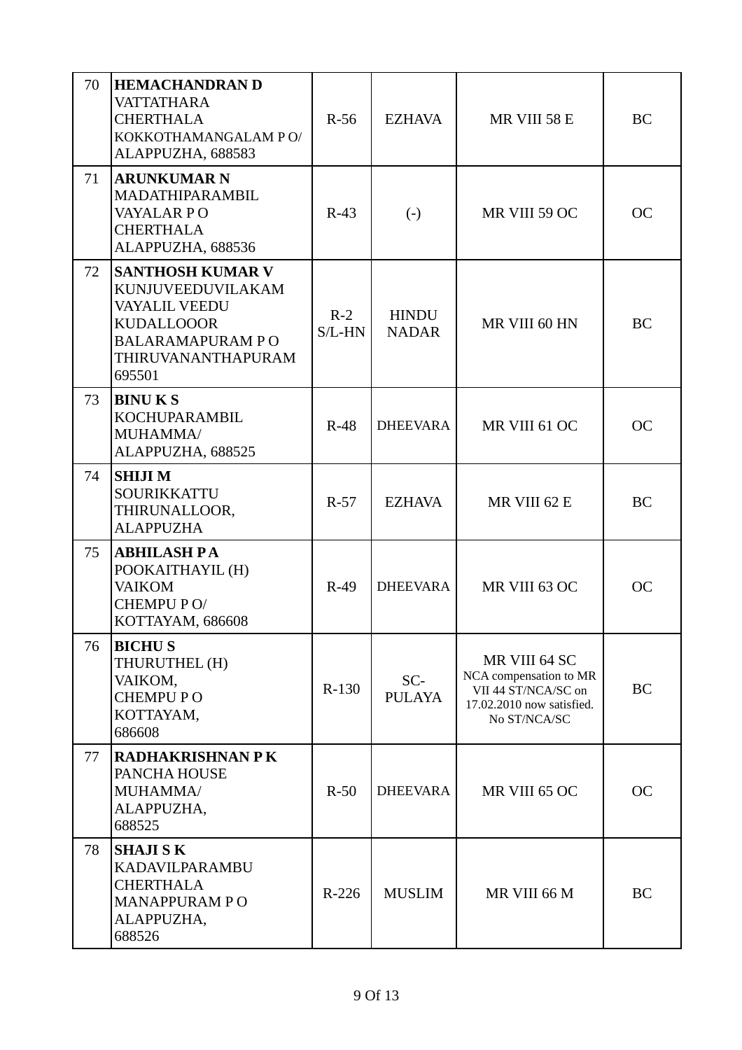| 70 | **HEMACHANDRAN D**<br>VATTATHARA<br>CHERTHALA<br>KOKKOTHAMANGALAM P O/<br>ALAPPUZHA, 688583 | R-56 | EZHAVA | MR VIII 58 E | BC |
|---|---|---|---|---|---|
| 71 | **ARUNKUMAR N**<br>MADATHIPARAMBIL<br>VAYALAR P O<br>CHERTHALA<br>ALAPPUZHA, 688536 | R-43 | (-) | MR VIII 59 OC | OC |
| 72 | **SANTHOSH KUMAR V**<br>KUNJUVEEDUVILAKAM<br>VAYALIL VEEDU<br>KUDALLOOOR<br>BALARAMAPURAM P O<br>THIRUVANANTHAPURAM<br>695501 | R-2<br>S/L-HN | HINDU NADAR | MR VIII 60 HN | BC |
| 73 | **BINU K S**<br>KOCHUPARAMBIL<br>MUHAMMA/<br>ALAPPUZHA, 688525 | R-48 | DHEEVARA | MR VIII 61 OC | OC |
| 74 | **SHIJI M**<br>SOURIKKATTU<br>THIRUNALLOOR,<br>ALAPPUZHA | R-57 | EZHAVA | MR VIII 62 E | BC |
| 75 | **ABHILASH P A**<br>POOKAITHAYIL (H)<br>VAIKOM<br>CHEMPU P O/<br>KOTTAYAM, 686608 | R-49 | DHEEVARA | MR VIII 63 OC | OC |
| 76 | **BICHU S**<br>THURUTHEL (H)<br>VAIKOM,<br>CHEMPU P O<br>KOTTAYAM,<br>686608 | R-130 | SC-PULAYA | MR VIII 64 SC<br>NCA compensation to MR VII 44 ST/NCA/SC on 17.02.2010 now satisfied. No ST/NCA/SC | BC |
| 77 | **RADHAKRISHNAN P K**<br>PANCHA HOUSE<br>MUHAMMA/<br>ALAPPUZHA,<br>688525 | R-50 | DHEEVARA | MR VIII 65 OC | OC |
| 78 | **SHAJI S K**<br>KADAVILPARAMBU<br>CHERTHALA<br>MANAPPURAM P O<br>ALAPPUZHA,<br>688526 | R-226 | MUSLIM | MR VIII 66 M | BC |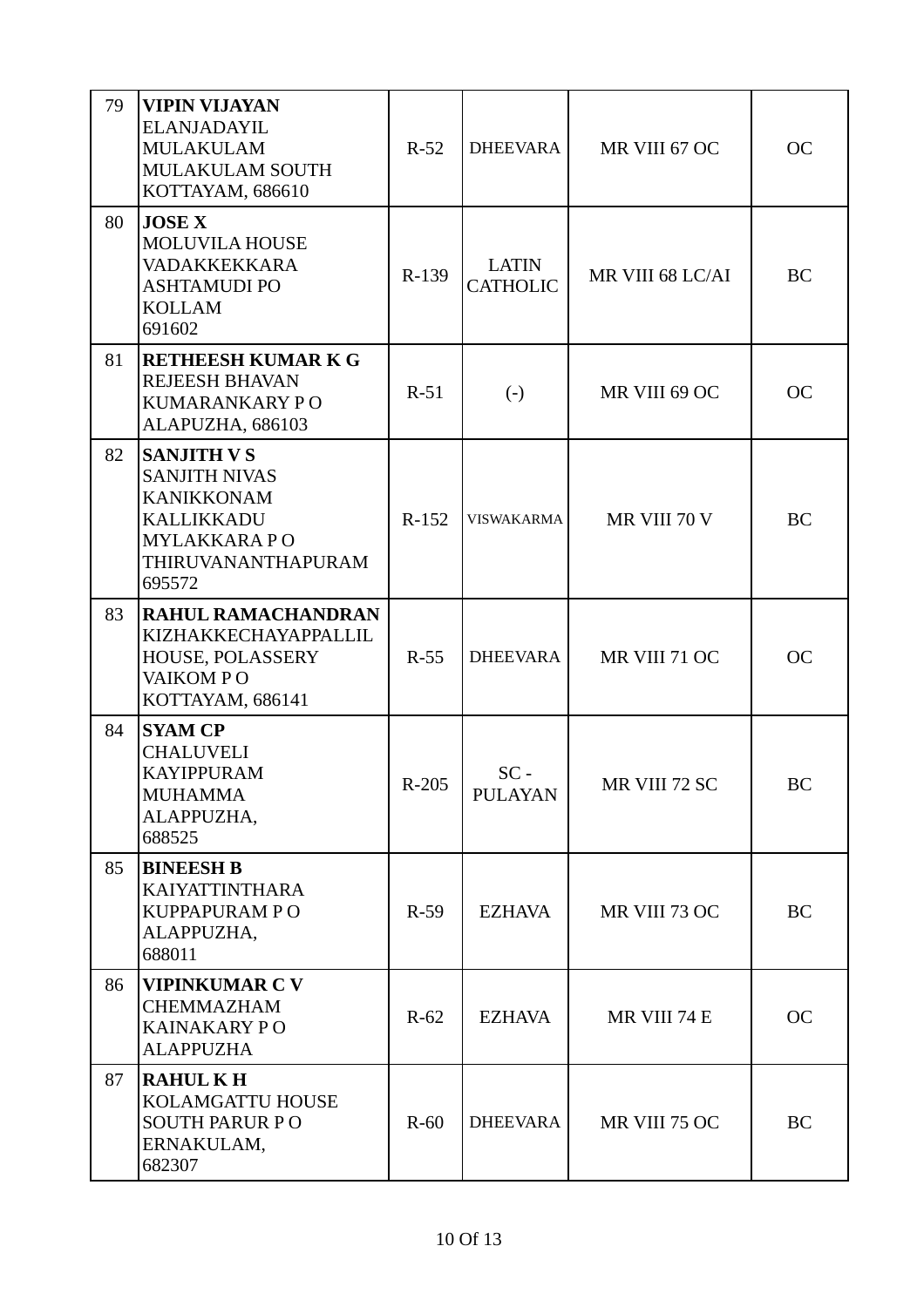| 79 | **VIPIN VIJAYAN**<br>ELANJADAYIL<br>MULAKULAM<br>MULAKULAM SOUTH<br>KOTTAYAM, 686610 | R-52 | DHEEVARA | MR VIII 67 OC | OC |
|---|---|---|---|---|---|
| 80 | **JOSE X**<br>MOLUVILA HOUSE<br>VADAKKEKKARA<br>ASHTAMUDI PO<br>KOLLAM<br>691602 | R-139 | LATIN CATHOLIC | MR VIII 68 LC/AI | BC |
| 81 | **RETHEESH KUMAR K G**<br>REJEESH BHAVAN<br>KUMARANKARY P O<br>ALAPUZHA, 686103 | R-51 | (-) | MR VIII 69 OC | OC |
| 82 | **SANJITH V S**<br>SANJITH NIVAS<br>KANIKKONAM<br>KALLIKKADU<br>MYLAKKARA P O<br>THIRUVANANTHAPURAM<br>695572 | R-152 | VISWAKARMA | MR VIII 70 V | BC |
| 83 | **RAHUL RAMACHANDRAN**<br>KIZHAKKECHAYAPPALLIL<br>HOUSE, POLASSERY<br>VAIKOM P O<br>KOTTAYAM, 686141 | R-55 | DHEEVARA | MR VIII 71 OC | OC |
| 84 | **SYAM CP**<br>CHALUVELI<br>KAYIPPURAM<br>MUHAMMA<br>ALAPPUZHA,<br>688525 | R-205 | SC - PULAYAN | MR VIII 72 SC | BC |
| 85 | **BINEESH B**<br>KAIYATTINTHARA<br>KUPPAPURAM P O<br>ALAPPUZHA,<br>688011 | R-59 | EZHAVA | MR VIII 73 OC | BC |
| 86 | **VIPINKUMAR C V**<br>CHEMMAZHAM<br>KAINAKARY P O<br>ALAPPUZHA | R-62 | EZHAVA | MR VIII 74 E | OC |
| 87 | **RAHUL K H**<br>KOLAMGATTU HOUSE<br>SOUTH PARUR P O<br>ERNAKULAM,<br>682307 | R-60 | DHEEVARA | MR VIII 75 OC | BC |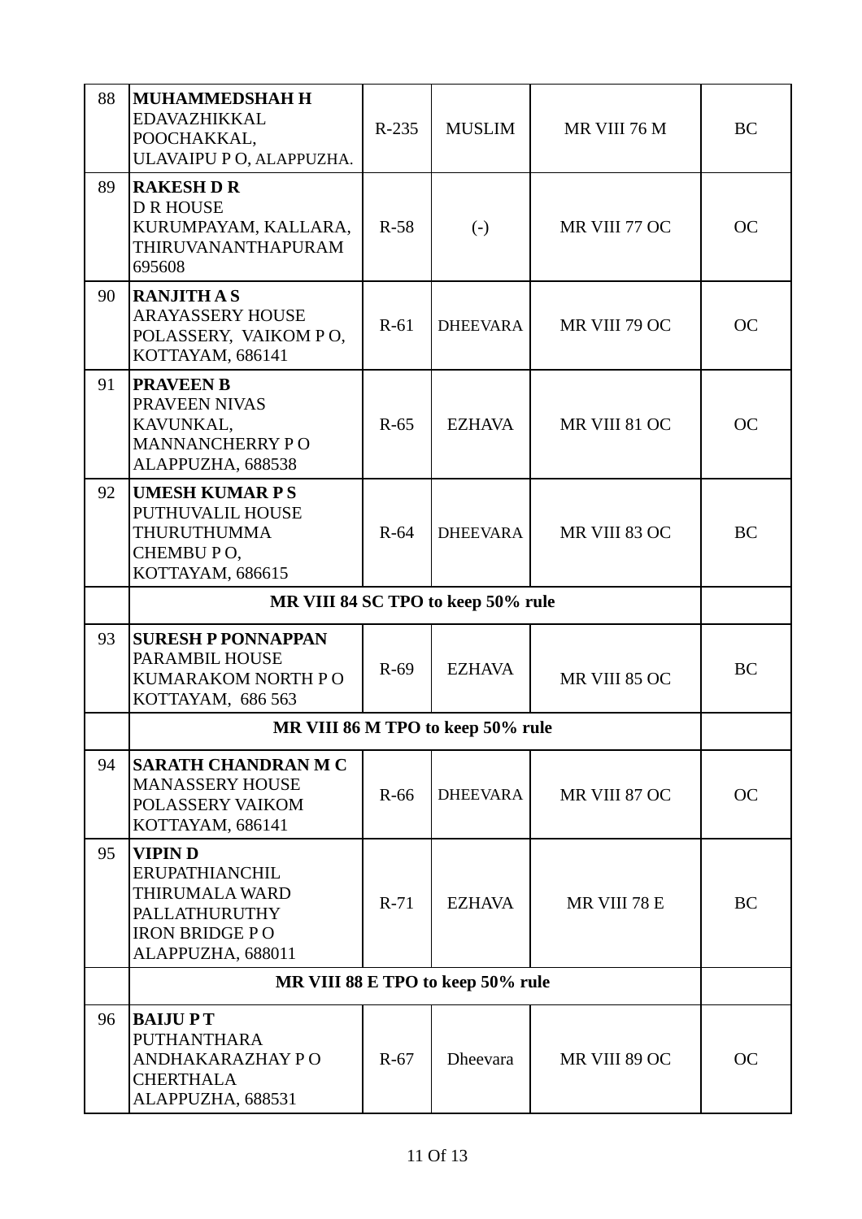| 88 | **MUHAMMEDSHAH H**<br>EDAVAZHIKKAL<br>POOCHAKKAL,<br>ULAVAIPU P O, ALAPPUZHA. | R-235 | MUSLIM | MR VIII 76 M | BC |
|---|---|---|---|---|---|
| 89 | **RAKESH D R**<br>D R HOUSE<br>KURUMPAYAM, KALLARA,<br>THIRUVANANTHAPURAM<br>695608 | R-58 | (-) | MR VIII 77 OC | OC |
| 90 | **RANJITH A S**<br>ARAYASSERY HOUSE<br>POLASSERY, VAIKOM P O,<br>KOTTAYAM, 686141 | R-61 | DHEEVARA | MR VIII 79 OC | OC |
| 91 | **PRAVEEN B**<br>PRAVEEN NIVAS<br>KAVUNKAL,<br>MANNANCHERRY P O<br>ALAPPUZHA, 688538 | R-65 | EZHAVA | MR VIII 81 OC | OC |
| 92 | **UMESH KUMAR P S**<br>PUTHUVALIL HOUSE<br>THURUTHUMMA<br>CHEMBU P O,<br>KOTTAYAM, 686615 | R-64 | DHEEVARA | MR VIII 83 OC | BC |
| | **MR VIII 84 SC TPO to keep 50% rule** | | | | |
| 93 | **SURESH P PONNAPPAN**<br>PARAMBIL HOUSE<br>KUMARAKOM NORTH P O<br>KOTTAYAM, 686 563 | R-69 | EZHAVA | MR VIII 85 OC | BC |
| | **MR VIII 86 M TPO to keep 50% rule** | | | | |
| 94 | **SARATH CHANDRAN M C**<br>MANASSERY HOUSE<br>POLASSERY VAIKOM<br>KOTTAYAM, 686141 | R-66 | DHEEVARA | MR VIII 87 OC | OC |
| 95 | **VIPIN D**<br>ERUPATHIANCHIL<br>THIRUMALA WARD<br>PALLATHURUTHY<br>IRON BRIDGE P O<br>ALAPPUZHA, 688011 | R-71 | EZHAVA | MR VIII 78 E | BC |
| | **MR VIII 88 E TPO to keep 50% rule** | | | | |
| 96 | **BAIJU P T**<br>PUTHANTHARA<br>ANDHAKARAZHAY P O<br>CHERTHALA<br>ALAPPUZHA, 688531 | R-67 | Dheevara | MR VIII 89 OC | OC |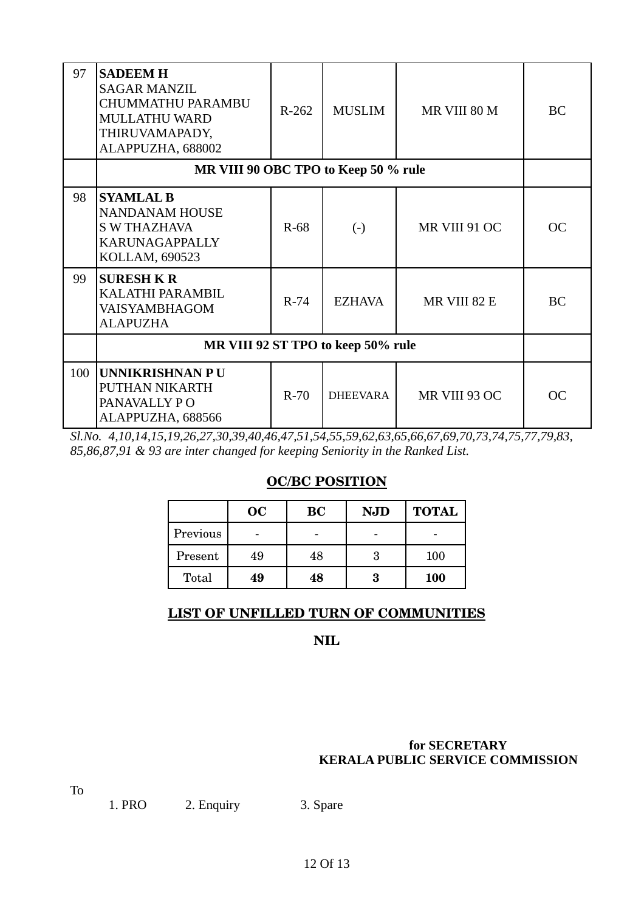| | | | | | |
|---|---|---|---|---|---|
| 97 | **SADEEM H**<br>SAGAR MANZIL<br>CHUMMATHU PARAMBU<br>MULLATHU WARD<br>THIRUVAMAPADY,<br>ALAPPUZHA, 688002 | R-262 | MUSLIM | MR VIII 80 M | BC |
| | **MR VIII 90 OBC TPO to Keep 50 % rule** | | | | |
| 98 | **SYAMLAL B**<br>NANDANAM HOUSE<br>S W THAZHAVA<br>KARUNAGAPPALLY<br>KOLLAM, 690523 | R-68 | (-) | MR VIII 91 OC | OC |
| 99 | **SURESH K R**<br>KALATHI PARAMBIL<br>VAISYAMBHAGOM<br>ALAPUZHA | R-74 | EZHAVA | MR VIII 82 E | BC |
| | **MR VIII 92 ST TPO to keep 50% rule** | | | | |
| 100 | **UNNIKRISHNAN P U**<br>PUTHAN NIKARTH<br>PANAVALLY P O<br>ALAPPUZHA, 688566 | R-70 | DHEEVARA | MR VIII 93 OC | OC |

*Sl.No. 4,10,14,15,19,26,27,30,39,40,46,47,51,54,55,59,62,63,65,66,67,69,70,73,74,75,77,79,83, 85,86,87,91 & 93 are inter changed for keeping Seniority in the Ranked List.*

## OC/BC POSITION

| | OC | BC | NJD | TOTAL |
|---|---|---|---|---|
| Previous | - | - | - | - |
| Present | 49 | 48 | 3 | 100 |
| Total | **49** | **48** | **3** | **100** |

## LIST OF UNFILLED TURN OF COMMUNITIES

**NIL**

**for SECRETARY**
**KERALA PUBLIC SERVICE COMMISSION**

To

1. PRO 2. Enquiry 3. Spare